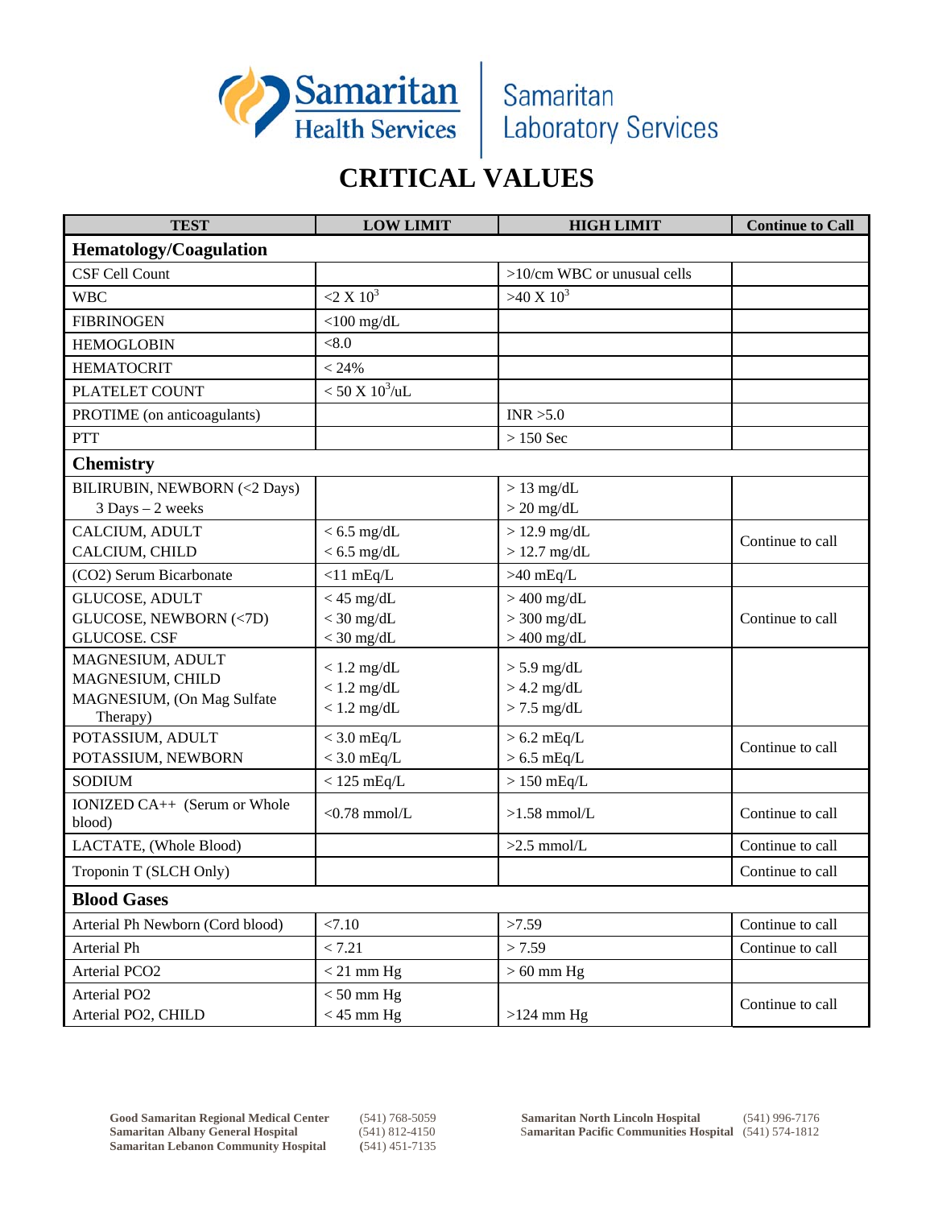Samaritan Health Services | Samaritan Laboratory Services

# CRITICAL VALUES

| TEST | LOW LIMIT | HIGH LIMIT | Continue to Call |
|---|---|---|---|
| **Hematology/Coagulation** | | | |
| CSF Cell Count | | >10/cm WBC or unusual cells | |
| WBC | $<2 \times 10^3$ | $>40 \times 10^3$ | |
| FIBRINOGEN | <100 mg/dL | | |
| HEMOGLOBIN | <8.0 | | |
| HEMATOCRIT | < 24% | | |
| PLATELET COUNT | $< 50 \times 10^3$/uL | | |
| PROTIME (on anticoagulants) | | INR >5.0 | |
| PTT | | > 150 Sec | |
| **Chemistry** | | | |
| BILIRUBIN, NEWBORN (<2 Days)<br>3 Days – 2 weeks | | > 13 mg/dL<br>> 20 mg/dL | |
| CALCIUM, ADULT<br>CALCIUM, CHILD | < 6.5 mg/dL<br>< 6.5 mg/dL | > 12.9 mg/dL<br>> 12.7 mg/dL | Continue to call |
| (CO2) Serum Bicarbonate | <11 mEq/L | >40 mEq/L | |
| GLUCOSE, ADULT<br>GLUCOSE, NEWBORN (<7D)<br>GLUCOSE. CSF | < 45 mg/dL<br>< 30 mg/dL<br>< 30 mg/dL | > 400 mg/dL<br>> 300 mg/dL<br>> 400 mg/dL | Continue to call |
| MAGNESIUM, ADULT<br>MAGNESIUM, CHILD<br>MAGNESIUM, (On Mag Sulfate Therapy) | < 1.2 mg/dL<br>< 1.2 mg/dL<br>< 1.2 mg/dL | > 5.9 mg/dL<br>> 4.2 mg/dL<br>> 7.5 mg/dL | |
| POTASSIUM, ADULT<br>POTASSIUM, NEWBORN | < 3.0 mEq/L<br>< 3.0 mEq/L | > 6.2 mEq/L<br>> 6.5 mEq/L | Continue to call |
| SODIUM | < 125 mEq/L | > 150 mEq/L | |
| IONIZED CA++ (Serum or Whole blood) | <0.78 mmol/L | >1.58 mmol/L | Continue to call |
| LACTATE, (Whole Blood) | | >2.5 mmol/L | Continue to call |
| Troponin T (SLCH Only) | | | Continue to call |
| **Blood Gases** | | | |
| Arterial Ph Newborn (Cord blood) | <7.10 | >7.59 | Continue to call |
| Arterial Ph | < 7.21 | > 7.59 | Continue to call |
| Arterial PCO2 | < 21 mm Hg | > 60 mm Hg | |
| Arterial PO2<br>Arterial PO2, CHILD | < 50 mm Hg<br>< 45 mm Hg | >124 mm Hg | Continue to call |

**Good Samaritan Regional Medical Center** (541) 768-5059
**Samaritan Albany General Hospital** (541) 812-4150
**Samaritan Lebanon Community Hospital** (541) 451-7135
**Samaritan North Lincoln Hospital** (541) 996-7176
**Samaritan Pacific Communities Hospital** (541) 574-1812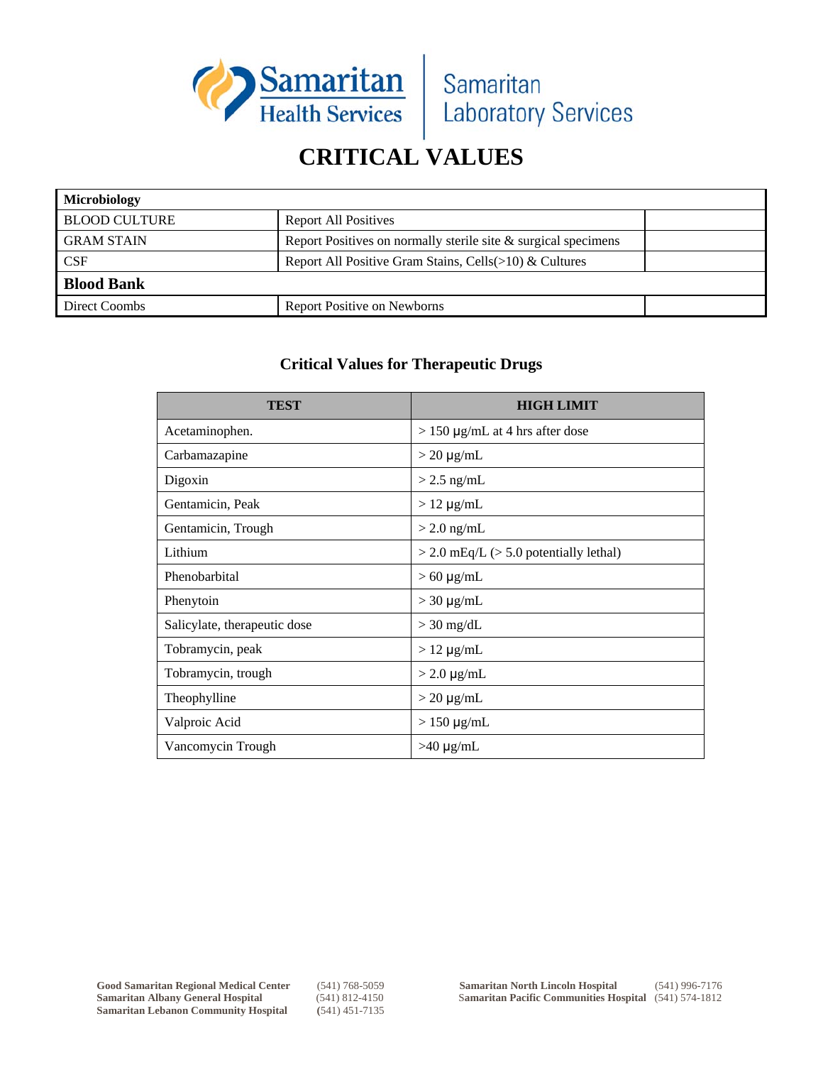Samaritan Health Services | Samaritan Laboratory Services

# CRITICAL VALUES

| | | |
|---|---|---|
| **Microbiology** | | |
| BLOOD CULTURE | Report All Positives | |
| GRAM STAIN | Report Positives on normally sterile site & surgical specimens | |
| CSF | Report All Positive Gram Stains, Cells(>10) & Cultures | |
| **Blood Bank** | | |
| Direct Coombs | Report Positive on Newborns | |

## Critical Values for Therapeutic Drugs

| TEST | HIGH LIMIT |
|---|---|
| Acetaminophen. | > 150 µg/mL at 4 hrs after dose |
| Carbamazapine | > 20 µg/mL |
| Digoxin | > 2.5 ng/mL |
| Gentamicin, Peak | > 12 µg/mL |
| Gentamicin, Trough | > 2.0 ng/mL |
| Lithium | > 2.0 mEq/L (> 5.0 potentially lethal) |
| Phenobarbital | > 60 µg/mL |
| Phenytoin | > 30 µg/mL |
| Salicylate, therapeutic dose | > 30 mg/dL |
| Tobramycin, peak | > 12 µg/mL |
| Tobramycin, trough | > 2.0 µg/mL |
| Theophylline | > 20 µg/mL |
| Valproic Acid | > 150 µg/mL |
| Vancomycin Trough | >40 µg/mL |

**Good Samaritan Regional Medical Center** (541) 768-5059
**Samaritan Albany General Hospital** (541) 812-4150
**Samaritan Lebanon Community Hospital** (541) 451-7135
**Samaritan North Lincoln Hospital** (541) 996-7176
**Samaritan Pacific Communities Hospital** (541) 574-1812